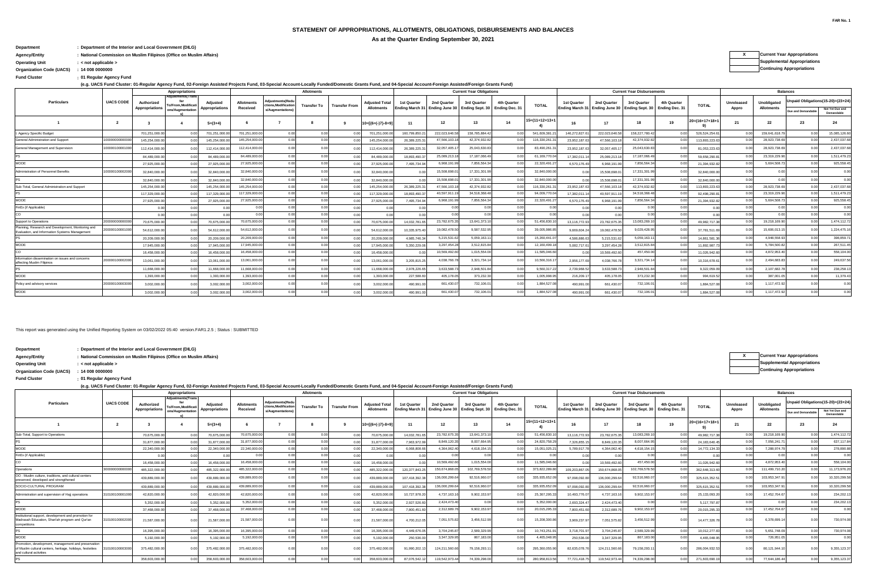FAR No. 1

# STATEMENT OF APPROPRIATIONS, ALLOTMENTS, OBLIGATIONS, DISBURSEMENTS AND BALANCES

## As at the Quarter Ending September 30, 2021

**Department** : Department of the Interior and Local Government (DILG)

**Agency/Entity** : National Commission on Muslim Filipinos (Office on Muslim Affairs)

**Operating Unit** : < not applicable >

**Organization Code (UACS)** : 14 008 0000000

**Fund Cluster** : 01 Regular Agency Fund

(e.g. UACS Fund Cluster: 01-Regular Agency Fund, 02-Foreign Assisted Projects Fund, 03-Special Account-Locally Funded/Domestic Grants Fund, and 04-Special Account-Foreign Assisted/Foreign Grants Fund)

| X | Current Year Appropriations |
|---|---|
| | Supplemental Appropriations |
| | Continuing Appropriations |

| Particulars | UACS CODE | Appropriations | | | Allotments | | | | | Current Year Obligations | | | | | Current Year Disbursements | | | | | Balances | | | |
|---|---|---|---|---|---|---|---|---|---|---|---|---|---|---|---|---|---|---|---|---|---|---|---|
| | | Authorized Appropriations | Adjustments(Transfer To/From,Modifications/Augmentations) | Adjusted Appropriations | Allotments Received | Adjustments(Reductions,Modifications/Augmentations) | Transfer To | Transfer From | Adjusted Total Allotments | 1st Quarter Ending March 31 | 2nd Quarter Ending June 30 | 3rd Quarter Ending Sept. 30 | 4th Quarter Ending Dec. 31 | TOTAL | 1st Quarter Ending March 31 | 2nd Quarter Ending June 30 | 3rd Quarter Ending Sept. 30 | 4th Quarter Ending Dec. 31 | TOTAL | Unreleased Appro | Unobligated Allotments | Unpaid Obligations(15-20)=(23+24) Due and Demandable | Not Yet Due and Demandable |
| 1 | 2 | 3 | 4 | 5=(3+4) | 6 | 7 | 8 | 9 | 10=[(6+(-)7)-8+9] | 11 | 12 | 13 | 14 | 15=(11+12+13+14) | 16 | 17 | 18 | 19 | 20=(16+17+18+19) | 21 | 22 | 23 | 24 |
| I. Agency Specific Budget | | 701,251,000.00 | 0.00 | 701,251,000.00 | 701,251,000.00 | 0.00 | 0.00 | 0.00 | 701,251,000.00 | 160,799,850.21 | 222,023,646.58 | 158,785,884.42 | 0.00 | 541,609,381.21 | 146,272,827.61 | 222,023,646.58 | 158,227,780.42 | 0.00 | 526,524,254.61 | 0.00 | 159,641,618.79 | 0.00 | 15,085,126.60 |
| General Administration and Support | 100000000000000 | 145,254,000.00 | 0.00 | 145,254,000.00 | 145,254,000.00 | 0.00 | 0.00 | 0.00 | 145,254,000.00 | 26,389,225.31 | 47,566,103.18 | 42,374,932.82 | 0.00 | 116,330,261.31 | 23,952,187.63 | 47,566,103.18 | 42,374,932.82 | 0.00 | 113,893,223.63 | 0.00 | 28,923,738.69 | 0.00 | 2,437,037.68 |
| General Management and Supervision | 100000100001000 | 112,414,000.00 | 0.00 | 112,414,000.00 | 112,414,000.00 | 0.00 | 0.00 | 0.00 | 112,414,000.00 | 26,389,225.31 | 32,057,405.17 | 25,043,630.83 | 0.00 | 83,490,261.31 | 23,952,187.63 | 32,057,405.17 | 25,043,630.83 | 0.00 | 81,053,223.63 | 0.00 | 28,923,738.69 | 0.00 | 2,437,037.68 |
| PS | | 84,489,000.00 | 0.00 | 84,489,000.00 | 84,489,000.00 | 0.00 | 0.00 | 0.00 | 84,489,000.00 | 18,893,490.37 | 25,089,213.18 | 17,187,066.49 | 0.00 | 61,169,770.04 | 17,382,011.14 | 25,089,213.18 | 17,187,066.49 | 0.00 | 59,658,290.81 | 0.00 | 23,319,229.96 | 0.00 | 1,511,479.23 |
| MOOE | | 27,925,000.00 | 0.00 | 27,925,000.00 | 27,925,000.00 | 0.00 | 0.00 | 0.00 | 27,925,000.00 | 7,495,734.94 | 6,968,191.99 | 7,856,564.34 | 0.00 | 22,320,491.27 | 6,570,176.49 | 6,968,191.99 | 7,856,564.34 | 0.00 | 21,394,932.82 | 0.00 | 5,604,508.73 | 0.00 | 925,558.45 |
| Administration of Personnel Benefits | 100000100002000 | 32,840,000.00 | 0.00 | 32,840,000.00 | 32,840,000.00 | 0.00 | 0.00 | 0.00 | 32,840,000.00 | 0.00 | 15,508,698.01 | 17,331,301.99 | 0.00 | 32,840,000.00 | 0.00 | 15,508,698.01 | 17,331,301.99 | 0.00 | 32,840,000.00 | 0.00 | 0.00 | 0.00 | 0.00 |
| PS | | 32,840,000.00 | 0.00 | 32,840,000.00 | 32,840,000.00 | 0.00 | 0.00 | 0.00 | 32,840,000.00 | 0.00 | 15,508,698.01 | 17,331,301.99 | 0.00 | 32,840,000.00 | 0.00 | 15,508,698.01 | 17,331,301.99 | 0.00 | 32,840,000.00 | 0.00 | 0.00 | 0.00 | 0.00 |
| Sub-Total, General Administration and Support | | 145,254,000.00 | 0.00 | 145,254,000.00 | 145,254,000.00 | 0.00 | 0.00 | 0.00 | 145,254,000.00 | 26,389,225.31 | 47,566,103.18 | 42,374,932.82 | 0.00 | 116,330,261.31 | 23,952,187.63 | 47,566,103.18 | 42,374,932.82 | 0.00 | 113,893,223.63 | 0.00 | 28,923,738.69 | 0.00 | 2,437,037.68 |
| PS | | 117,329,000.00 | 0.00 | 117,329,000.00 | 117,329,000.00 | 0.00 | 0.00 | 0.00 | 117,329,000.00 | 18,893,490.37 | 40,597,911.19 | 34,518,368.48 | 0.00 | 94,009,770.04 | 17,382,011.14 | 40,597,911.19 | 34,518,368.48 | 0.00 | 92,498,290.81 | 0.00 | 23,319,229.96 | 0.00 | 1,511,479.23 |
| MOOE | | 27,925,000.00 | 0.00 | 27,925,000.00 | 27,925,000.00 | 0.00 | 0.00 | 0.00 | 27,925,000.00 | 7,495,734.94 | 6,968,191.99 | 7,856,564.34 | 0.00 | 22,320,491.27 | 6,570,176.49 | 6,968,191.99 | 7,856,564.34 | 0.00 | 21,394,932.82 | 0.00 | 5,604,508.73 | 0.00 | 925,558.45 |
| FinEx (if Applicable) | | 0.00 | 0.00 | 0.00 | 0.00 | 0.00 | 0.00 | 0.00 | 0.00 | 0.00 | 0.00 | 0.00 | 0.00 | 0.00 | 0.00 | 0.00 | 0.00 | 0.00 | 0.00 | 0.00 | 0.00 | 0.00 | 0.00 |
| CO | | 0.00 | 0.00 | 0.00 | 0.00 | 0.00 | 0.00 | 0.00 | 0.00 | 0.00 | 0.00 | 0.00 | 0.00 | 0.00 | 0.00 | 0.00 | 0.00 | 0.00 | 0.00 | 0.00 | 0.00 | 0.00 | 0.00 |
| Support to Operations | 200000000000000 | 70,675,000.00 | 0.00 | 70,675,000.00 | 70,675,000.00 | 0.00 | 0.00 | 0.00 | 70,675,000.00 | 14,032,781.65 | 23,782,675.35 | 13,641,373.10 | 0.00 | 51,456,830.10 | 13,116,772.93 | 23,782,675.35 | 13,083,269.10 | 0.00 | 49,982,717.38 | 0.00 | 19,218,169.90 | 0.00 | 1,474,112.72 |
| Planning, Research and Development, Monitoring and Evaluation, and Information Systems Management | 200000100001000 | 54,612,000.00 | 0.00 | 54,612,000.00 | 54,612,000.00 | 0.00 | 0.00 | 0.00 | 54,612,000.00 | 10,335,975.40 | 19,082,478.50 | 9,587,532.95 | 0.00 | 39,005,986.85 | 9,669,604.24 | 19,082,478.50 | 9,029,428.95 | 0.00 | 37,781,511.69 | 0.00 | 15,606,013.15 | 0.00 | 1,224,475.16 |
| PS | | 20,209,000.00 | 0.00 | 20,209,000.00 | 20,209,000.00 | 0.00 | 0.00 | 0.00 | 20,209,000.00 | 4,985,746.34 | 5,215,531.62 | 5,059,163.11 | 0.00 | 15,260,441.07 | 4,586,886.63 | 5,215,531.62 | 5,059,163.11 | 0.00 | 14,861,581.36 | 0.00 | 4,948,558.93 | 0.00 | 398,859.71 |
| MOOE | | 17,945,000.00 | 0.00 | 17,945,000.00 | 17,945,000.00 | 0.00 | 0.00 | 0.00 | 17,945,000.00 | 5,350,229.06 | 3,297,454.28 | 3,512,815.84 | 0.00 | 12,160,499.18 | 5,082,717.61 | 3,297,454.28 | 3,512,815.84 | 0.00 | 11,892,987.73 | 0.00 | 5,784,500.82 | 0.00 | 267,511.45 |
| CO | | 16,458,000.00 | 0.00 | 16,458,000.00 | 16,458,000.00 | 0.00 | 0.00 | 0.00 | 16,458,000.00 | 0.00 | 10,569,492.60 | 1,015,554.00 | 0.00 | 11,585,046.60 | 0.00 | 10,569,492.60 | 457,450.00 | 0.00 | 11,026,942.60 | 0.00 | 4,872,953.40 | 0.00 | 558,104.00 |
| Information dissemination on issues and concerns affecting Muslim Filipinos | 200000100002000 | 13,061,000.00 | 0.00 | 13,061,000.00 | 13,061,000.00 | 0.00 | 0.00 | 0.00 | 13,061,000.00 | 3,205,815.25 | 4,038,766.78 | 3,321,734.14 | 0.00 | 10,566,316.17 | 2,956,177.69 | 4,038,766.78 | 3,321,734.14 | 0.00 | 10,316,678.61 | 0.00 | 2,494,683.83 | 0.00 | 249,637.56 |
| PS | | 11,668,000.00 | 0.00 | 11,668,000.00 | 11,668,000.00 | 0.00 | 0.00 | 0.00 | 11,668,000.00 | 2,978,226.65 | 3,633,588.73 | 2,948,501.84 | 0.00 | 9,560,317.22 | 2,739,968.52 | 3,633,588.73 | 2,948,501.84 | 0.00 | 9,322,059.09 | 0.00 | 2,107,682.78 | 0.00 | 238,258.13 |
| MOOE | | 1,393,000.00 | 0.00 | 1,393,000.00 | 1,393,000.00 | 0.00 | 0.00 | 0.00 | 1,393,000.00 | 227,588.60 | 405,178.05 | 373,232.30 | 0.00 | 1,005,998.95 | 216,209.17 | 405,178.05 | 373,232.30 | 0.00 | 994,619.52 | 0.00 | 387,001.05 | 0.00 | 11,379.43 |
| Policy and advisory services | 200000100003000 | 3,002,000.00 | 0.00 | 3,002,000.00 | 3,002,000.00 | 0.00 | 0.00 | 0.00 | 3,002,000.00 | 490,991.00 | 661,430.07 | 732,106.01 | 0.00 | 1,884,527.08 | 490,991.00 | 661,430.07 | 732,106.01 | 0.00 | 1,884,527.08 | 0.00 | 1,117,472.92 | 0.00 | 0.00 |
| MOOE | | 3,002,000.00 | 0.00 | 3,002,000.00 | 3,002,000.00 | 0.00 | 0.00 | 0.00 | 3,002,000.00 | 490,991.00 | 661,430.07 | 732,106.01 | 0.00 | 1,884,527.08 | 490,991.00 | 661,430.07 | 732,106.01 | 0.00 | 1,884,527.08 | 0.00 | 1,117,472.92 | 0.00 | 0.00 |

This report was generated using the Unified Reporting System on 03/02/2022 05:40 version.FAR1.2.5 ; Status : SUBMITTED

**Department** : Department of the Interior and Local Government (DILG)

**Agency/Entity** : National Commission on Muslim Filipinos (Office on Muslim Affairs)

**Operating Unit** : < not applicable >

**Organization Code (UACS)** : 14 008 0000000

**Fund Cluster** : 01 Regular Agency Fund

(e.g. UACS Fund Cluster: 01-Regular Agency Fund, 02-Foreign Assisted Projects Fund, 03-Special Account-Locally Funded/Domestic Grants Fund, and 04-Special Account-Foreign Assisted/Foreign Grants Fund)

| X | Current Year Appropriations |
|---|---|
| | Supplemental Appropriations |
| | Continuing Appropriations |

| Particulars | UACS CODE | Appropriations | | | Allotments | | | | | Current Year Obligations | | | | | Current Year Disbursements | | | | | Balances | | | |
|---|---|---|---|---|---|---|---|---|---|---|---|---|---|---|---|---|---|---|---|---|---|---|---|
| | | Authorized Appropriations | Adjustments(Transfer To/From,Modifications/Augmentations) | Adjusted Appropriations | Allotments Received | Adjustments(Reductions,Modifications/Augmentations) | Transfer To | Transfer From | Adjusted Total Allotments | 1st Quarter Ending March 31 | 2nd Quarter Ending June 30 | 3rd Quarter Ending Sept. 30 | 4th Quarter Ending Dec. 31 | TOTAL | 1st Quarter Ending March 31 | 2nd Quarter Ending June 30 | 3rd Quarter Ending Sept. 30 | 4th Quarter Ending Dec. 31 | TOTAL | Unreleased Appro | Unobligated Allotments | Unpaid Obligations(15-20)=(23+24) Due and Demandable | Not Yet Due and Demandable |
| 1 | 2 | 3 | 4 | 5=(3+4) | 6 | 7 | 8 | 9 | 10=[(6+(-)7)-8+9] | 11 | 12 | 13 | 14 | 15=(11+12+13+14) | 16 | 17 | 18 | 19 | 20=(16+17+18+19) | 21 | 22 | 23 | 24 |
| Sub-Total, Support to Operations | | 70,675,000.00 | 0.00 | 70,675,000.00 | 70,675,000.00 | 0.00 | 0.00 | 0.00 | 70,675,000.00 | 14,032,781.65 | 23,782,675.35 | 13,641,373.10 | 0.00 | 51,456,830.10 | 13,116,772.93 | 23,782,675.35 | 13,083,269.10 | 0.00 | 49,982,717.38 | 0.00 | 19,218,169.90 | 0.00 | 1,474,112.72 |
| PS | | 31,877,000.00 | 0.00 | 31,877,000.00 | 31,877,000.00 | 0.00 | 0.00 | 0.00 | 31,877,000.00 | 7,963,972.99 | 8,849,120.35 | 8,007,664.95 | 0.00 | 24,820,758.29 | 7,326,855.15 | 8,849,120.35 | 8,007,664.95 | 0.00 | 24,183,640.45 | 0.00 | 7,056,241.71 | 0.00 | 637,117.84 |
| MOOE | | 22,340,000.00 | 0.00 | 22,340,000.00 | 22,340,000.00 | 0.00 | 0.00 | 0.00 | 22,340,000.00 | 6,068,808.66 | 4,364,062.40 | 4,618,154.15 | 0.00 | 15,051,025.21 | 5,789,917.78 | 4,364,062.40 | 4,618,154.15 | 0.00 | 14,772,134.33 | 0.00 | 7,288,974.79 | 0.00 | 278,890.88 |
| FinEx (if Applicable) | | 0.00 | 0.00 | 0.00 | 0.00 | 0.00 | 0.00 | 0.00 | 0.00 | 0.00 | 0.00 | 0.00 | 0.00 | 0.00 | 0.00 | 0.00 | 0.00 | 0.00 | 0.00 | 0.00 | 0.00 | 0.00 | 0.00 |
| CO | | 16,458,000.00 | 0.00 | 16,458,000.00 | 16,458,000.00 | 0.00 | 0.00 | 0.00 | 16,458,000.00 | 0.00 | 10,569,492.60 | 1,015,554.00 | 0.00 | 11,585,046.60 | 0.00 | 10,569,492.60 | 457,450.00 | 0.00 | 11,026,942.60 | 0.00 | 4,872,953.40 | 0.00 | 558,104.00 |
| Operations | 300000000000000 | 485,322,000.00 | 0.00 | 485,322,000.00 | 485,322,000.00 | 0.00 | 0.00 | 0.00 | 485,322,000.00 | 120,377,843.25 | 150,674,868.05 | 102,769,578.50 | 0.00 | 373,822,289.80 | 109,203,867.05 | 150,674,868.05 | 102,769,578.50 | 0.00 | 362,648,313.60 | 0.00 | 111,499,710.20 | 0.00 | 11,173,976.20 |
| OO : Muslim culture, traditions, and cultural centers preserved, developed and strengthened | | 439,889,000.00 | 0.00 | 439,889,000.00 | 439,889,000.00 | 0.00 | 0.00 | 0.00 | 439,889,000.00 | 107,418,392.38 | 136,000,299.64 | 92,516,960.07 | 0.00 | 335,935,652.09 | 97,098,092.80 | 136,000,299.64 | 92,516,960.07 | 0.00 | 325,615,352.51 | 0.00 | 103,953,347.91 | 0.00 | 10,320,299.58 |
| SOCIO-CULTURAL PROGRAM | | 439,889,000.00 | 0.00 | 439,889,000.00 | 439,889,000.00 | 0.00 | 0.00 | 0.00 | 439,889,000.00 | 107,418,392.38 | 136,000,299.64 | 92,516,960.07 | 0.00 | 335,935,652.09 | 97,098,092.80 | 136,000,299.64 | 92,516,960.07 | 0.00 | 325,615,352.51 | 0.00 | 103,953,347.91 | 0.00 | 10,320,299.58 |
| Administration and supervision of Hajj operations | 310100100001000 | 42,820,000.00 | 0.00 | 42,820,000.00 | 42,820,000.00 | 0.00 | 0.00 | 0.00 | 42,820,000.00 | 10,727,978.20 | 4,737,163.16 | 9,902,153.97 | 0.00 | 25,367,295.33 | 10,493,776.07 | 4,737,163.16 | 9,902,153.97 | 0.00 | 25,133,093.20 | 0.00 | 17,452,704.67 | 0.00 | 234,202.13 |
| PS | | 5,352,000.00 | 0.00 | 5,352,000.00 | 5,352,000.00 | 0.00 | 0.00 | 0.00 | 5,352,000.00 | 2,927,526.60 | 2,424,473.40 | 0.00 | 0.00 | 5,352,000.00 | 2,693,324.47 | 2,424,473.40 | 0.00 | 0.00 | 5,117,797.87 | 0.00 | 0.00 | 0.00 | 234,202.13 |
| MOOE | | 37,468,000.00 | 0.00 | 37,468,000.00 | 37,468,000.00 | 0.00 | 0.00 | 0.00 | 37,468,000.00 | 7,800,451.60 | 2,312,689.76 | 9,902,153.97 | 0.00 | 20,015,295.33 | 7,800,451.60 | 2,312,689.76 | 9,902,153.97 | 0.00 | 20,015,295.33 | 0.00 | 17,452,704.67 | 0.00 | 0.00 |
| Institutional support, development and promotion for Madrasah Education, Shari'ah program and Qur'an competitions | 310100100002000 | 21,587,000.00 | 0.00 | 21,587,000.00 | 21,587,000.00 | 0.00 | 0.00 | 0.00 | 21,587,000.00 | 4,700,212.05 | 7,051,575.82 | 3,456,512.99 | 0.00 | 15,208,300.86 | 3,969,237.97 | 7,051,575.82 | 3,456,512.99 | 0.00 | 14,477,326.78 | 0.00 | 6,378,699.14 | 0.00 | 730,974.08 |
| PS | | 16,395,000.00 | 0.00 | 16,395,000.00 | 16,395,000.00 | 0.00 | 0.00 | 0.00 | 16,395,000.00 | 4,449,676.05 | 3,704,245.87 | 2,589,329.99 | 0.00 | 10,743,251.91 | 3,718,701.97 | 3,704,245.87 | 2,589,329.99 | 0.00 | 10,012,277.83 | 0.00 | 5,651,748.09 | 0.00 | 730,974.08 |
| MOOE | | 5,192,000.00 | 0.00 | 5,192,000.00 | 5,192,000.00 | 0.00 | 0.00 | 0.00 | 5,192,000.00 | 250,536.00 | 3,347,329.95 | 867,183.00 | 0.00 | 4,465,048.95 | 250,536.00 | 3,347,329.95 | 867,183.00 | 0.00 | 4,465,048.95 | 0.00 | 726,951.05 | 0.00 | 0.00 |
| Promotion, development, management and preservation of Muslim cultural centers, heritage, holidays, festivities and cultural activities | 310100100003000 | 375,482,000.00 | 0.00 | 375,482,000.00 | 375,482,000.00 | 0.00 | 0.00 | 0.00 | 375,482,000.00 | 91,990,202.13 | 124,211,560.66 | 79,158,293.11 | 0.00 | 295,360,055.90 | 82,635,078.76 | 124,211,560.66 | 79,158,293.11 | 0.00 | 286,004,932.53 | 0.00 | 80,121,944.10 | 0.00 | 9,355,123.37 |
| PS | | 358,603,000.00 | 0.00 | 358,603,000.00 | 358,603,000.00 | 0.00 | 0.00 | 0.00 | 358,603,000.00 | 87,076,542.12 | 119,542,973.44 | 74,339,298.00 | 0.00 | 280,958,813.56 | 77,721,418.75 | 119,542,973.44 | 74,339,298.00 | 0.00 | 271,603,690.19 | 0.00 | 77,644,186.44 | 0.00 | 9,355,123.37 |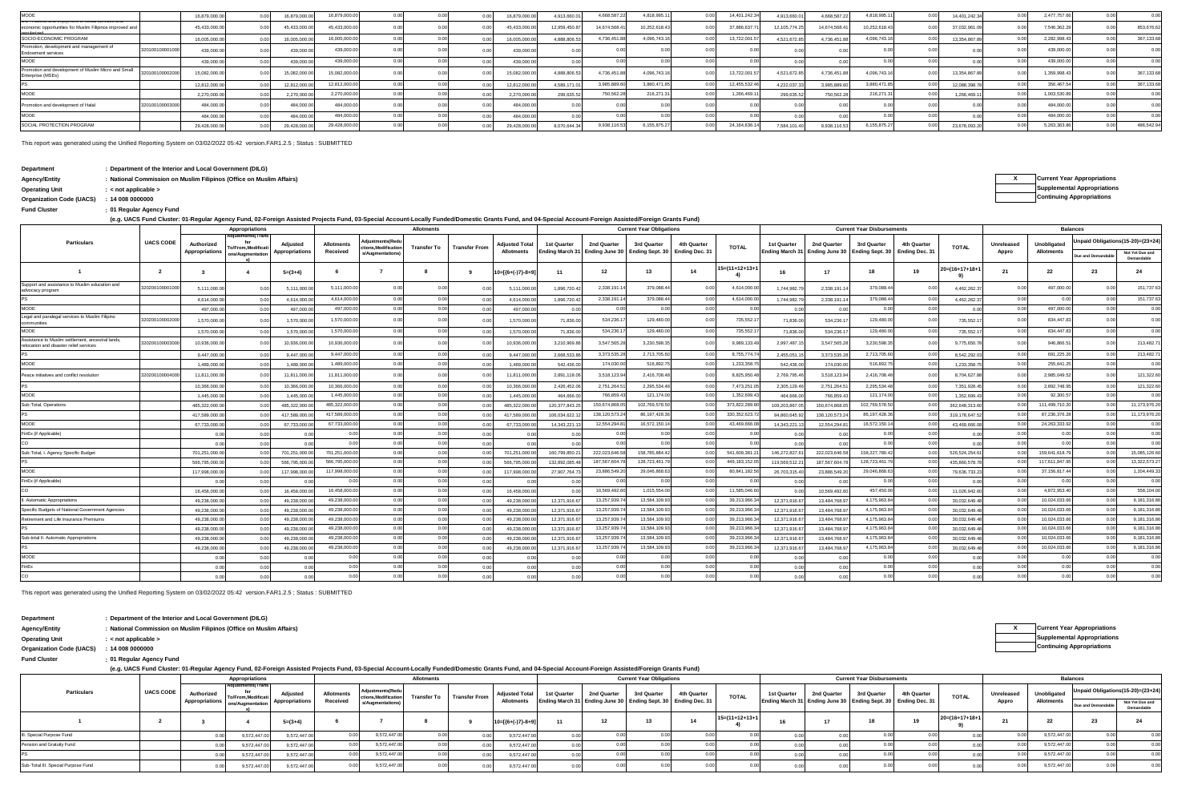| MOOE | | 16,879,000.00 | 0.00 | 16,879,000.00 | 16,879,000.00 | 0.00 | 0.00 | 0.00 | 16,879,000.00 | 4,913,660.01 | 4,668,587.22 | 4,818,995.11 | 0.00 | 14,401,242.34 | 4,913,660.01 | 4,668,587.22 | 4,818,995.11 | 0.00 | 14,401,242.34 | 0.00 | 2,477,757.66 | 0.00 | 0.00 |
|---|---|---|---|---|---|---|---|---|---|---|---|---|---|---|---|---|---|---|---|---|---|---|---|
| economic opportunities for Muslim Filipinos improved and | | 45,433,000.00 | 0.00 | 45,433,000.00 | 45,433,000.00 | 0.00 | 0.00 | 0.00 | 45,433,000.00 | 12,959,450.87 | 14,674,568.41 | 10,252,618.43 | 0.00 | 37,886,637.71 | 12,105,774.25 | 14,674,568.41 | 10,252,618.43 | 0.00 | 37,032,961.09 | 0.00 | 7,546,362.29 | 0.00 | 853,676.62 |
| SOCIO-ECONOMIC PROGRAM | | 16,005,000.00 | 0.00 | 16,005,000.00 | 16,005,000.00 | 0.00 | 0.00 | 0.00 | 16,005,000.00 | 4,888,806.53 | 4,736,451.88 | 4,096,743.16 | 0.00 | 13,722,001.57 | 4,521,672.85 | 4,736,451.88 | 4,096,743.16 | 0.00 | 13,354,867.89 | 0.00 | 2,282,998.43 | 0.00 | 367,133.68 |
| Promotion, development and management of Endowment services | 320100100001000 | 439,000.00 | 0.00 | 439,000.00 | 439,000.00 | 0.00 | 0.00 | 0.00 | 439,000.00 | 0.00 | 0.00 | 0.00 | 0.00 | 0.00 | 0.00 | 0.00 | 0.00 | 0.00 | 0.00 | 0.00 | 439,000.00 | 0.00 | 0.00 |
| MOOE | | 439,000.00 | 0.00 | 439,000.00 | 439,000.00 | 0.00 | 0.00 | 0.00 | 439,000.00 | 0.00 | 0.00 | 0.00 | 0.00 | 0.00 | 0.00 | 0.00 | 0.00 | 0.00 | 0.00 | 0.00 | 439,000.00 | 0.00 | 0.00 |
| Promotion and development of Muslim Micro and Small Enterprise (MSEs) | 320100100002000 | 15,082,000.00 | 0.00 | 15,082,000.00 | 15,082,000.00 | 0.00 | 0.00 | 0.00 | 15,082,000.00 | 4,888,806.53 | 4,736,451.88 | 4,096,743.16 | 0.00 | 13,722,001.57 | 4,521,672.85 | 4,736,451.88 | 4,096,743.16 | 0.00 | 13,354,867.89 | 0.00 | 1,359,998.43 | 0.00 | 367,133.68 |
| PS | | 12,812,000.00 | 0.00 | 12,812,000.00 | 12,812,000.00 | 0.00 | 0.00 | 0.00 | 12,812,000.00 | 4,589,171.01 | 3,985,889.60 | 3,880,471.85 | 0.00 | 12,455,532.46 | 4,222,037.33 | 3,985,889.60 | 3,880,471.85 | 0.00 | 12,088,398.78 | 0.00 | 356,467.54 | 0.00 | 367,133.68 |
| MOOE | | 2,270,000.00 | 0.00 | 2,270,000.00 | 2,270,000.00 | 0.00 | 0.00 | 0.00 | 2,270,000.00 | 299,635.52 | 750,562.28 | 216,271.31 | 0.00 | 1,266,469.11 | 299,635.52 | 750,562.28 | 216,271.31 | 0.00 | 1,266,469.11 | 0.00 | 1,003,530.89 | 0.00 | 0.00 |
| Promotion and development of Halal | 320100100003000 | 484,000.00 | 0.00 | 484,000.00 | 484,000.00 | 0.00 | 0.00 | 0.00 | 484,000.00 | 0.00 | 0.00 | 0.00 | 0.00 | 0.00 | 0.00 | 0.00 | 0.00 | 0.00 | 0.00 | 0.00 | 484,000.00 | 0.00 | 0.00 |
| MOOE | | 484,000.00 | 0.00 | 484,000.00 | 484,000.00 | 0.00 | 0.00 | 0.00 | 484,000.00 | 0.00 | 0.00 | 0.00 | 0.00 | 0.00 | 0.00 | 0.00 | 0.00 | 0.00 | 0.00 | 0.00 | 484,000.00 | 0.00 | 0.00 |
| SOCIAL PROTECTION PROGRAM | | 29,428,000.00 | 0.00 | 29,428,000.00 | 29,428,000.00 | 0.00 | 0.00 | 0.00 | 29,428,000.00 | 8,070,644.34 | 9,938,116.53 | 6,155,875.27 | 0.00 | 24,164,636.14 | 7,584,101.40 | 9,938,116.53 | 6,155,875.27 | 0.00 | 23,678,093.20 | 0.00 | 5,263,363.86 | 0.00 | 486,542.94 |

This report was generated using the Unified Reporting System on 03/02/2022 05:42 version.FAR1.2.5 ; Status : SUBMITTED

**Department** : Department of the Interior and Local Government (DILG)

**Agency/Entity** : National Commission on Muslim Filipinos (Office on Muslim Affairs)

**Operating Unit** : < not applicable >

**Organization Code (UACS)** : 14 008 0000000

**Fund Cluster** : 01 Regular Agency Fund

(e.g. UACS Fund Cluster: 01-Regular Agency Fund, 02-Foreign Assisted Projects Fund, 03-Special Account-Locally Funded/Domestic Grants Fund, and 04-Special Account-Foreign Assisted/Foreign Grants Fund)

| X | Current Year Appropriations |
|---|---|
| | Supplemental Appropriations |
| | Continuing Appropriations |

| Particulars | UACS CODE | Appropriations | | | Allotments | | | | | Current Year Obligations | | | | | Current Year Disbursements | | | | | Balances | | | |
|---|---|---|---|---|---|---|---|---|---|---|---|---|---|---|---|---|---|---|---|---|---|---|---|
| | | Authorized Appropriations | Adjustments(Transfer To/From,Modifications/Augmentations) | Adjusted Appropriations | Allotments Received | Adjustments(Reductions,Modifications/Augmentations) | Transfer To | Transfer From | Adjusted Total Allotments | 1st Quarter Ending March 31 | 2nd Quarter Ending June 30 | 3rd Quarter Ending Sept. 30 | 4th Quarter Ending Dec. 31 | TOTAL | 1st Quarter Ending March 31 | 2nd Quarter Ending June 30 | 3rd Quarter Ending Sept. 30 | 4th Quarter Ending Dec. 31 | TOTAL | Unreleased Appro | Unobligated Allotments | Unpaid Obligations(15-20)=(23+24) Due and Demandable | Not Yet Due and Demandable |
| 1 | 2 | 3 | 4 | 5=(3+4) | 6 | 7 | 8 | 9 | 10=[{6+(-)7}-8+9] | 11 | 12 | 13 | 14 | 15=(11+12+13+14) | 16 | 17 | 18 | 19 | 20=(16+17+18+19) | 21 | 22 | 23 | 24 |
| Support and assistance to Muslim education and advocacy program | 320200100001000 | 5,111,000.00 | 0.00 | 5,111,000.00 | 5,111,000.00 | 0.00 | 0.00 | 0.00 | 5,111,000.00 | 1,896,720.42 | 2,338,191.14 | 379,088.44 | 0.00 | 4,614,000.00 | 1,744,982.79 | 2,338,191.14 | 379,088.44 | 0.00 | 4,462,262.37 | 0.00 | 497,000.00 | 0.00 | 151,737.63 |
| PS | | 4,614,000.00 | 0.00 | 4,614,000.00 | 4,614,000.00 | 0.00 | 0.00 | 0.00 | 4,614,000.00 | 1,896,720.42 | 2,338,191.14 | 379,088.44 | 0.00 | 4,614,000.00 | 1,744,982.79 | 2,338,191.14 | 379,088.44 | 0.00 | 4,462,262.37 | 0.00 | 0.00 | 0.00 | 151,737.63 |
| MOOE | | 497,000.00 | 0.00 | 497,000.00 | 497,000.00 | 0.00 | 0.00 | 0.00 | 497,000.00 | 0.00 | 0.00 | 0.00 | 0.00 | 0.00 | 0.00 | 0.00 | 0.00 | 0.00 | 0.00 | 0.00 | 497,000.00 | 0.00 | 0.00 |
| Legal and paralegal services to Muslim Filipino communities | 320200100002000 | 1,570,000.00 | 0.00 | 1,570,000.00 | 1,570,000.00 | 0.00 | 0.00 | 0.00 | 1,570,000.00 | 71,836.00 | 534,236.17 | 129,480.00 | 0.00 | 735,552.17 | 71,836.00 | 534,236.17 | 129,480.00 | 0.00 | 735,552.17 | 0.00 | 834,447.83 | 0.00 | 0.00 |
| MOOE | | 1,570,000.00 | 0.00 | 1,570,000.00 | 1,570,000.00 | 0.00 | 0.00 | 0.00 | 1,570,000.00 | 71,836.00 | 534,236.17 | 129,480.00 | 0.00 | 735,552.17 | 71,836.00 | 534,236.17 | 129,480.00 | 0.00 | 735,552.17 | 0.00 | 834,447.83 | 0.00 | 0.00 |
| Assistance to Muslim settlement, ancestral lands, relocation and disaster relief services | 320200100003000 | 10,936,000.00 | 0.00 | 10,936,000.00 | 10,936,000.00 | 0.00 | 0.00 | 0.00 | 10,936,000.00 | 3,210,969.86 | 3,547,565.28 | 3,230,598.35 | 0.00 | 9,989,133.49 | 2,997,487.15 | 3,547,565.28 | 3,230,598.35 | 0.00 | 9,775,650.78 | 0.00 | 946,866.51 | 0.00 | 213,482.71 |
| PS | | 9,447,000.00 | 0.00 | 9,447,000.00 | 9,447,000.00 | 0.00 | 0.00 | 0.00 | 9,447,000.00 | 2,668,533.86 | 3,373,535.28 | 2,713,705.60 | 0.00 | 8,755,774.74 | 2,455,051.15 | 3,373,535.28 | 2,713,705.60 | 0.00 | 8,542,292.03 | 0.00 | 691,225.26 | 0.00 | 213,482.71 |
| MOOE | | 1,489,000.00 | 0.00 | 1,489,000.00 | 1,489,000.00 | 0.00 | 0.00 | 0.00 | 1,489,000.00 | 542,436.00 | 174,030.00 | 516,892.75 | 0.00 | 1,233,358.75 | 542,436.00 | 174,030.00 | 516,892.75 | 0.00 | 1,233,358.75 | 0.00 | 255,641.25 | 0.00 | 0.00 |
| Peace initiatives and conflict resolution | 320200100004000 | 11,811,000.00 | 0.00 | 11,811,000.00 | 11,811,000.00 | 0.00 | 0.00 | 0.00 | 11,811,000.00 | 2,891,118.06 | 3,518,123.94 | 2,416,708.48 | 0.00 | 8,825,950.48 | 2,769,795.46 | 3,518,123.94 | 2,416,708.48 | 0.00 | 8,704,627.88 | 0.00 | 2,985,049.52 | 0.00 | 121,322.60 |
| PS | | 10,366,000.00 | 0.00 | 10,366,000.00 | 10,366,000.00 | 0.00 | 0.00 | 0.00 | 10,366,000.00 | 2,426,452.06 | 2,751,264.51 | 2,295,534.48 | 0.00 | 7,473,251.05 | 2,305,129.46 | 2,751,264.51 | 2,295,534.48 | 0.00 | 7,351,928.45 | 0.00 | 2,892,748.95 | 0.00 | 121,322.60 |
| MOOE | | 1,445,000.00 | 0.00 | 1,445,000.00 | 1,445,000.00 | 0.00 | 0.00 | 0.00 | 1,445,000.00 | 464,666.00 | 766,859.43 | 121,174.00 | 0.00 | 1,352,699.43 | 464,666.00 | 766,859.43 | 121,174.00 | 0.00 | 1,352,699.43 | 0.00 | 92,300.57 | 0.00 | 0.00 |
| Sub-Total, Operations | | 485,322,000.00 | 0.00 | 485,322,000.00 | 485,322,000.00 | 0.00 | 0.00 | 0.00 | 485,322,000.00 | 120,377,843.25 | 150,674,868.05 | 102,769,578.50 | 0.00 | 373,822,289.80 | 109,203,867.05 | 150,674,868.05 | 102,769,578.50 | 0.00 | 362,648,313.60 | 0.00 | 111,499,710.20 | 0.00 | 11,173,976.20 |
| PS | | 417,589,000.00 | 0.00 | 417,589,000.00 | 417,589,000.00 | 0.00 | 0.00 | 0.00 | 417,589,000.00 | 106,034,622.12 | 138,120,573.24 | 86,197,428.36 | 0.00 | 330,352,623.72 | 94,860,645.92 | 138,120,573.24 | 86,197,428.36 | 0.00 | 319,178,647.52 | 0.00 | 87,236,376.28 | 0.00 | 11,173,976.20 |
| MOOE | | 67,733,000.00 | 0.00 | 67,733,000.00 | 67,733,000.00 | 0.00 | 0.00 | 0.00 | 67,733,000.00 | 14,343,221.13 | 12,554,294.81 | 16,572,150.14 | 0.00 | 43,469,666.08 | 14,343,221.13 | 12,554,294.81 | 16,572,150.14 | 0.00 | 43,469,666.08 | 0.00 | 24,263,333.92 | 0.00 | 0.00 |
| FinEx (if Applicable) | | 0.00 | 0.00 | 0.00 | 0.00 | 0.00 | 0.00 | 0.00 | 0.00 | 0.00 | 0.00 | 0.00 | 0.00 | 0.00 | 0.00 | 0.00 | 0.00 | 0.00 | 0.00 | 0.00 | 0.00 | 0.00 | 0.00 |
| CO | | 0.00 | 0.00 | 0.00 | 0.00 | 0.00 | 0.00 | 0.00 | 0.00 | 0.00 | 0.00 | 0.00 | 0.00 | 0.00 | 0.00 | 0.00 | 0.00 | 0.00 | 0.00 | 0.00 | 0.00 | 0.00 | 0.00 |
| Sub-Total, I. Agency Specific Budget | | 701,251,000.00 | 0.00 | 701,251,000.00 | 701,251,000.00 | 0.00 | 0.00 | 0.00 | 701,251,000.00 | 160,799,850.21 | 222,023,646.58 | 158,785,884.42 | 0.00 | 541,609,381.21 | 148,272,827.61 | 222,023,646.58 | 158,227,780.42 | 0.00 | 526,524,254.61 | 0.00 | 159,641,618.79 | 0.00 | 15,085,126.60 |
| PS | | 566,795,000.00 | 0.00 | 566,795,000.00 | 566,795,000.00 | 0.00 | 0.00 | 0.00 | 566,795,000.00 | 132,892,085.48 | 187,567,604.78 | 128,723,461.79 | 0.00 | 449,183,152.05 | 119,569,512.21 | 187,567,604.78 | 128,723,461.79 | 0.00 | 435,860,578.78 | 0.00 | 117,611,847.95 | 0.00 | 13,322,573.27 |
| MOOE | | 117,998,000.00 | 0.00 | 117,998,000.00 | 117,998,000.00 | 0.00 | 0.00 | 0.00 | 117,998,000.00 | 27,907,764.73 | 23,886,549.20 | 29,046,868.63 | 0.00 | 80,841,182.56 | 26,703,315.40 | 23,886,549.20 | 29,046,868.63 | 0.00 | 79,636,733.23 | 0.00 | 37,156,817.44 | 0.00 | 1,204,449.33 |
| FinEx (if Applicable) | | 0.00 | 0.00 | 0.00 | 0.00 | 0.00 | 0.00 | 0.00 | 0.00 | 0.00 | 0.00 | 0.00 | 0.00 | 0.00 | 0.00 | 0.00 | 0.00 | 0.00 | 0.00 | 0.00 | 0.00 | 0.00 | 0.00 |
| CO | | 16,458,000.00 | 0.00 | 16,458,000.00 | 16,458,000.00 | 0.00 | 0.00 | 0.00 | 16,458,000.00 | 0.00 | 10,569,492.60 | 1,015,554.00 | 0.00 | 11,585,046.60 | 0.00 | 10,569,492.60 | 457,450.00 | 0.00 | 11,026,942.60 | 0.00 | 4,872,953.40 | 0.00 | 558,104.00 |
| II. Automatic Appropriations | | 49,238,000.00 | 0.00 | 49,238,000.00 | 49,238,000.00 | 0.00 | 0.00 | 0.00 | 49,238,000.00 | 12,371,916.67 | 13,257,939.74 | 13,584,109.93 | 0.00 | 39,213,966.34 | 12,371,916.67 | 13,484,768.97 | 4,175,963.84 | 0.00 | 30,032,649.48 | 0.00 | 10,024,033.66 | 0.00 | 9,181,316.86 |
| Specific Budgets of National Government Agencies | | 49,238,000.00 | 0.00 | 49,238,000.00 | 49,238,000.00 | 0.00 | 0.00 | 0.00 | 49,238,000.00 | 12,371,916.67 | 13,257,939.74 | 13,584,109.93 | 0.00 | 39,213,966.34 | 12,371,916.67 | 13,484,768.97 | 4,175,963.84 | 0.00 | 30,032,649.48 | 0.00 | 10,024,033.66 | 0.00 | 9,181,316.86 |
| Retirement and Life Insurance Premiums | | 49,238,000.00 | 0.00 | 49,238,000.00 | 49,238,000.00 | 0.00 | 0.00 | 0.00 | 49,238,000.00 | 12,371,916.67 | 13,257,939.74 | 13,584,109.93 | 0.00 | 39,213,966.34 | 12,371,916.67 | 13,484,768.97 | 4,175,963.84 | 0.00 | 30,032,649.48 | 0.00 | 10,024,033.66 | 0.00 | 9,181,316.86 |
| PS | | 49,238,000.00 | 0.00 | 49,238,000.00 | 49,238,000.00 | 0.00 | 0.00 | 0.00 | 49,238,000.00 | 12,371,916.67 | 13,257,939.74 | 13,584,109.93 | 0.00 | 39,213,966.34 | 12,371,916.67 | 13,484,768.97 | 4,175,963.84 | 0.00 | 30,032,649.48 | 0.00 | 10,024,033.66 | 0.00 | 9,181,316.86 |
| Sub-Total II. Automatic Appropriations | | 49,238,000.00 | 0.00 | 49,238,000.00 | 49,238,000.00 | 0.00 | 0.00 | 0.00 | 49,238,000.00 | 12,371,916.67 | 13,257,939.74 | 13,584,109.93 | 0.00 | 39,213,966.34 | 12,371,916.67 | 13,484,768.97 | 4,175,963.84 | 0.00 | 30,032,649.48 | 0.00 | 10,024,033.66 | 0.00 | 9,181,316.86 |
| PS | | 49,238,000.00 | 0.00 | 49,238,000.00 | 49,238,000.00 | 0.00 | 0.00 | 0.00 | 49,238,000.00 | 12,371,916.67 | 13,257,939.74 | 13,584,109.93 | 0.00 | 39,213,966.34 | 12,371,916.67 | 13,484,768.97 | 4,175,963.84 | 0.00 | 30,032,649.48 | 0.00 | 10,024,033.66 | 0.00 | 9,181,316.86 |
| MOOE | | 0.00 | 0.00 | 0.00 | 0.00 | 0.00 | 0.00 | 0.00 | 0.00 | 0.00 | 0.00 | 0.00 | 0.00 | 0.00 | 0.00 | 0.00 | 0.00 | 0.00 | 0.00 | 0.00 | 0.00 | 0.00 | 0.00 |
| FinEx | | 0.00 | 0.00 | 0.00 | 0.00 | 0.00 | 0.00 | 0.00 | 0.00 | 0.00 | 0.00 | 0.00 | 0.00 | 0.00 | 0.00 | 0.00 | 0.00 | 0.00 | 0.00 | 0.00 | 0.00 | 0.00 | 0.00 |
| CO | | 0.00 | 0.00 | 0.00 | 0.00 | 0.00 | 0.00 | 0.00 | 0.00 | 0.00 | 0.00 | 0.00 | 0.00 | 0.00 | 0.00 | 0.00 | 0.00 | 0.00 | 0.00 | 0.00 | 0.00 | 0.00 | 0.00 |

This report was generated using the Unified Reporting System on 03/02/2022 05:42 version.FAR1.2.5 ; Status : SUBMITTED

**Department** : Department of the Interior and Local Government (DILG)

**Agency/Entity** : National Commission on Muslim Filipinos (Office on Muslim Affairs)

**Operating Unit** : < not applicable >

**Organization Code (UACS)** : 14 008 0000000

**Fund Cluster** : 01 Regular Agency Fund

(e.g. UACS Fund Cluster: 01-Regular Agency Fund, 02-Foreign Assisted Projects Fund, 03-Special Account-Locally Funded/Domestic Grants Fund, and 04-Special Account-Foreign Assisted/Foreign Grants Fund)

| X | Current Year Appropriations |
|---|---|
| | Supplemental Appropriations |
| | Continuing Appropriations |

| Particulars | UACS CODE | Appropriations | | | Allotments | | | | | Current Year Obligations | | | | | Current Year Disbursements | | | | | Balances | | | |
|---|---|---|---|---|---|---|---|---|---|---|---|---|---|---|---|---|---|---|---|---|---|---|---|
| | | Authorized Appropriations | Adjustments(Transfer To/From,Modifications/Augmentations) | Adjusted Appropriations | Allotments Received | Adjustments(Reductions,Modifications/Augmentations) | Transfer To | Transfer From | Adjusted Total Allotments | 1st Quarter Ending March 31 | 2nd Quarter Ending June 30 | 3rd Quarter Ending Sept. 30 | 4th Quarter Ending Dec. 31 | TOTAL | 1st Quarter Ending March 31 | 2nd Quarter Ending June 30 | 3rd Quarter Ending Sept. 30 | 4th Quarter Ending Dec. 31 | TOTAL | Unreleased Appro | Unobligated Allotments | Unpaid Obligations(15-20)=(23+24) Due and Demandable | Not Yet Due and Demandable |
| 1 | 2 | 3 | 4 | 5=(3+4) | 6 | 7 | 8 | 9 | 10=[{6+(-)7}-8+9] | 11 | 12 | 13 | 14 | 15=(11+12+13+14) | 16 | 17 | 18 | 19 | 20=(16+17+18+19) | 21 | 22 | 23 | 24 |
| III. Special Purpose Fund | | 0.00 | 9,572,447.00 | 9,572,447.00 | 0.00 | 9,572,447.00 | 0.00 | 0.00 | 9,572,447.00 | 0.00 | 0.00 | 0.00 | 0.00 | 0.00 | 0.00 | 0.00 | 0.00 | 0.00 | 0.00 | 0.00 | 9,572,447.00 | 0.00 | 0.00 |
| Pension and Gratuity Fund | | 0.00 | 9,572,447.00 | 9,572,447.00 | 0.00 | 9,572,447.00 | 0.00 | 0.00 | 9,572,447.00 | 0.00 | 0.00 | 0.00 | 0.00 | 0.00 | 0.00 | 0.00 | 0.00 | 0.00 | 0.00 | 0.00 | 9,572,447.00 | 0.00 | 0.00 |
| PS | | 0.00 | 9,572,447.00 | 9,572,447.00 | 0.00 | 9,572,447.00 | 0.00 | 0.00 | 9,572,447.00 | 0.00 | 0.00 | 0.00 | 0.00 | 0.00 | 0.00 | 0.00 | 0.00 | 0.00 | 0.00 | 0.00 | 9,572,447.00 | 0.00 | 0.00 |
| Sub-Total III. Special Purpose Fund | | 0.00 | 9,572,447.00 | 9,572,447.00 | 0.00 | 9,572,447.00 | 0.00 | 0.00 | 9,572,447.00 | 0.00 | 0.00 | 0.00 | 0.00 | 0.00 | 0.00 | 0.00 | 0.00 | 0.00 | 0.00 | 0.00 | 9,572,447.00 | 0.00 | 0.00 |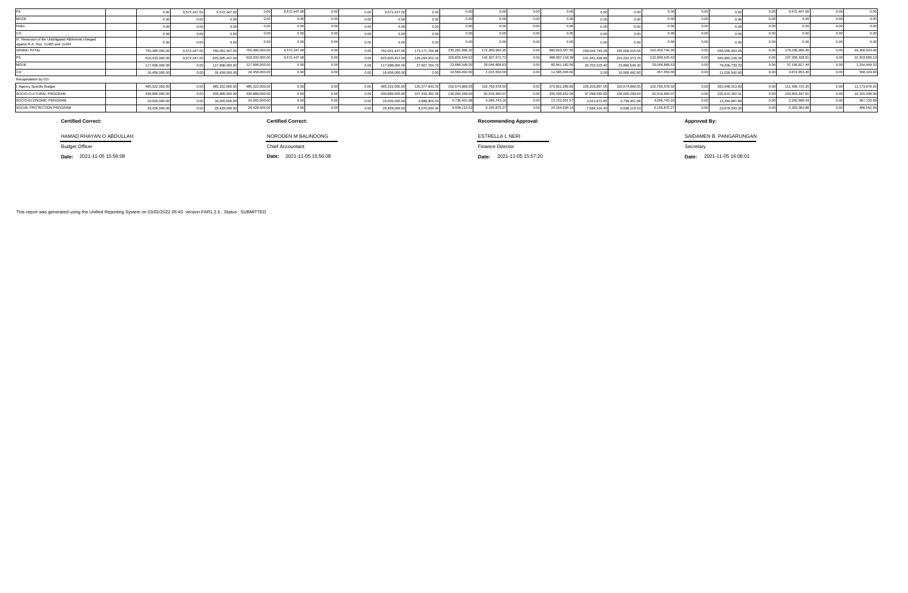| | | | | | | | | | | | | | | | | | | | | | | | |
|---|---|---|---|---|---|---|---|---|---|---|---|---|---|---|---|---|---|---|---|---|---|---|---|
| PS | | 0.00 | 9,572,447.00 | 9,572,447.00 | 0.00 | 9,572,447.00 | 0.00 | 0.00 | 9,572,447.00 | 0.00 | 0.00 | 0.00 | 0.00 | 0.00 | 0.00 | 0.00 | 0.00 | 0.00 | 0.00 | 0.00 | 9,572,447.00 | 0.00 | 0.00 |
| MOOE | | 0.00 | 0.00 | 0.00 | 0.00 | 0.00 | 0.00 | 0.00 | 0.00 | 0.00 | 0.00 | 0.00 | 0.00 | 0.00 | 0.00 | 0.00 | 0.00 | 0.00 | 0.00 | 0.00 | 0.00 | 0.00 | 0.00 |
| FinEx | | 0.00 | 0.00 | 0.00 | 0.00 | 0.00 | 0.00 | 0.00 | 0.00 | 0.00 | 0.00 | 0.00 | 0.00 | 0.00 | 0.00 | 0.00 | 0.00 | 0.00 | 0.00 | 0.00 | 0.00 | 0.00 | 0.00 |
| CO | | 0.00 | 0.00 | 0.00 | 0.00 | 0.00 | 0.00 | 0.00 | 0.00 | 0.00 | 0.00 | 0.00 | 0.00 | 0.00 | 0.00 | 0.00 | 0.00 | 0.00 | 0.00 | 0.00 | 0.00 | 0.00 | 0.00 |
| IV. Reversion of the Unobligated Allotments charged against R.A. Nos. 11465 and 11494 | | 0.00 | 0.00 | 0.00 | 0.00 | 0.00 | 0.00 | 0.00 | 0.00 | 0.00 | 0.00 | 0.00 | 0.00 | 0.00 | 0.00 | 0.00 | 0.00 | 0.00 | 0.00 | 0.00 | 0.00 | 0.00 | 0.00 |
| GRAND TOTAL | | 750,489,000.00 | 9,572,447.00 | 760,061,447.00 | 750,489,000.00 | 9,572,447.00 | 0.00 | 0.00 | 760,061,447.00 | 173,171,766.88 | 235,281,586.32 | 172,369,994.35 | 0.00 | 580,823,347.55 | 158,644,744.28 | 235,508,415.55 | 162,403,744.26 | 0.00 | 556,556,904.09 | 0.00 | 179,238,099.45 | 0.00 | 24,266,443.46 |
| PS | | 616,033,000.00 | 9,572,447.00 | 625,605,447.00 | 616,033,000.00 | 9,572,447.00 | 0.00 | 0.00 | 625,605,447.00 | 145,264,002.15 | 200,825,544.52 | 142,307,571.72 | 0.00 | 488,397,118.39 | 131,941,428.88 | 201,052,373.75 | 132,899,425.63 | 0.00 | 465,893,228.26 | 0.00 | 137,208,328.61 | 0.00 | 22,503,890.13 |
| MOOE | | 117,998,000.00 | 0.00 | 117,998,000.00 | 117,998,000.00 | 0.00 | 0.00 | 0.00 | 117,998,000.00 | 27,907,764.73 | 23,886,549.20 | 29,046,868.63 | 0.00 | 80,841,182.56 | 26,703,315.40 | 23,886,549.20 | 29,046,868.63 | 0.00 | 79,636,733.23 | 0.00 | 37,156,817.44 | 0.00 | 1,204,449.33 |
| CO | | 16,458,000.00 | 0.00 | 16,458,000.00 | 16,458,000.00 | 0.00 | 0.00 | 0.00 | 16,458,000.00 | 0.00 | 10,569,492.60 | 1,015,554.00 | 0.00 | 11,585,046.60 | 0.00 | 10,569,492.60 | 457,450.00 | 0.00 | 11,026,942.60 | 0.00 | 4,872,953.40 | 0.00 | 558,104.00 |
| Recapitulation by OO: | | | | | | | | | | | | | | | | | | | | | | | |
| I. Agency Specific Budget | | 485,322,000.00 | 0.00 | 485,322,000.00 | 485,322,000.00 | 0.00 | 0.00 | 0.00 | 485,322,000.00 | 120,377,843.25 | 150,674,868.05 | 102,769,578.50 | 0.00 | 373,822,289.80 | 109,203,867.05 | 150,674,868.05 | 102,769,578.50 | 0.00 | 362,648,313.60 | 0.00 | 111,499,710.20 | 0.00 | 11,173,976.20 |
| SOCIO-CULTURAL PROGRAM | | 439,889,000.00 | 0.00 | 439,889,000.00 | 439,889,000.00 | 0.00 | 0.00 | 0.00 | 439,889,000.00 | 107,418,392.38 | 136,000,299.64 | 92,516,960.07 | 0.00 | 335,935,652.09 | 97,098,092.60 | 136,000,299.64 | 92,516,960.07 | 0.00 | 325,615,352.51 | 0.00 | 103,953,347.91 | 0.00 | 10,320,299.58 |
| SOCIO-ECONOMIC PROGRAM | | 16,005,000.00 | 0.00 | 16,005,000.00 | 16,005,000.00 | 0.00 | 0.00 | 0.00 | 16,005,000.00 | 4,888,806.53 | 4,736,451.88 | 4,096,743.16 | 0.00 | 13,722,001.57 | 4,521,672.85 | 4,736,451.88 | 4,096,743.16 | 0.00 | 13,354,867.89 | 0.00 | 2,282,998.43 | 0.00 | 367,133.68 |
| SOCIAL PROTECTION PROGRAM | | 29,428,000.00 | 0.00 | 29,428,000.00 | 29,428,000.00 | 0.00 | 0.00 | 0.00 | 29,428,000.00 | 8,070,644.34 | 9,938,116.53 | 6,155,875.27 | 0.00 | 24,164,636.14 | 7,584,101.40 | 9,938,116.53 | 6,155,875.27 | 0.00 | 23,678,093.20 | 0.00 | 5,263,363.86 | 0.00 | 486,542.94 |

**Certified Correct:**

HAMAD RHAYAN O ABDULLAH
Budget Officer
**Date:** 2021-11-05 15:56:08

**Certified Correct:**

NORODEN M BALINDONG
Chief Accountant
**Date:** 2021-11-05 15:56:08

**Recommending Approval:**

ESTRELLA L NERI
Finance Director
**Date:** 2021-11-05 15:57:20

**Approved By:**

SAIDAMEN B. PANGARUNGAN
Secretary
**Date:** 2021-11-05 16:06:01

This report was generated using the Unified Reporting System on 03/02/2022 05:43 version.FAR1.2.5 ; Status : SUBMITTED